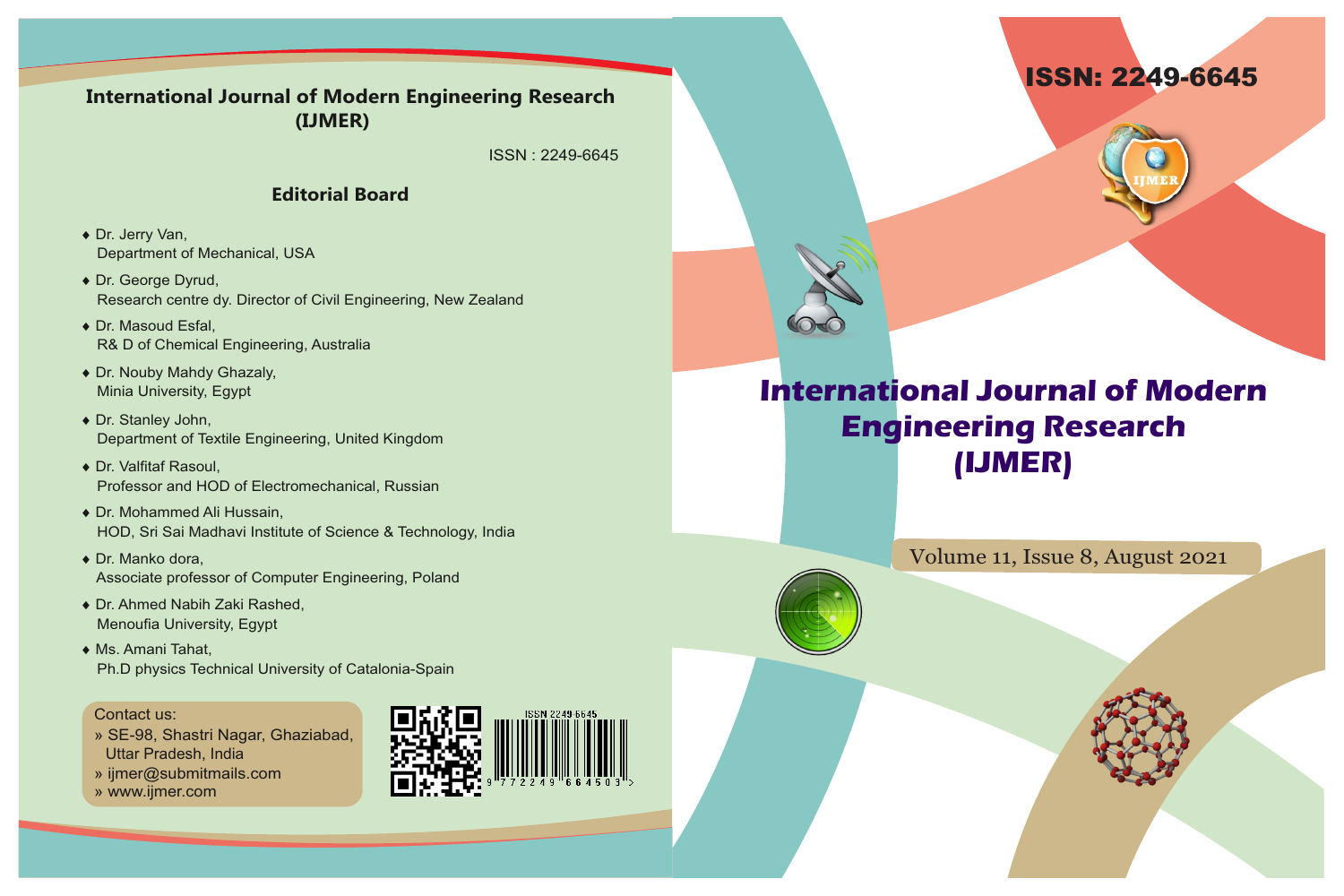# International Journal of Modern Engineering Research (IJMER)

ISSN : 2249-6645

## Editorial Board

- Dr. Jerry Van,
  Department of Mechanical, USA
- Dr. George Dyrud,
  Research centre dy. Director of Civil Engineering, New Zealand
- Dr. Masoud Esfal,
  R& D of Chemical Engineering, Australia
- Dr. Nouby Mahdy Ghazaly,
  Minia University, Egypt
- Dr. Stanley John,
  Department of Textile Engineering, United Kingdom
- Dr. Valfitaf Rasoul,
  Professor and HOD of Electromechanical, Russian
- Dr. Mohammed Ali Hussain,
  HOD, Sri Sai Madhavi Institute of Science & Technology, India
- Dr. Manko dora,
  Associate professor of Computer Engineering, Poland
- Dr. Ahmed Nabih Zaki Rashed,
  Menoufia University, Egypt
- Ms. Amani Tahat,
  Ph.D physics Technical University of Catalonia-Spain

Contact us:
» SE-98, Shastri Nagar, Ghaziabad, Uttar Pradesh, India
» ijmer@submitmails.com
» www.ijmer.com

ISSN 2249-6645

9 772249 664503 >

ISSN: 2249-6645

IJMER

# International Journal of Modern Engineering Research (IJMER)

Volume 11, Issue 8, August 2021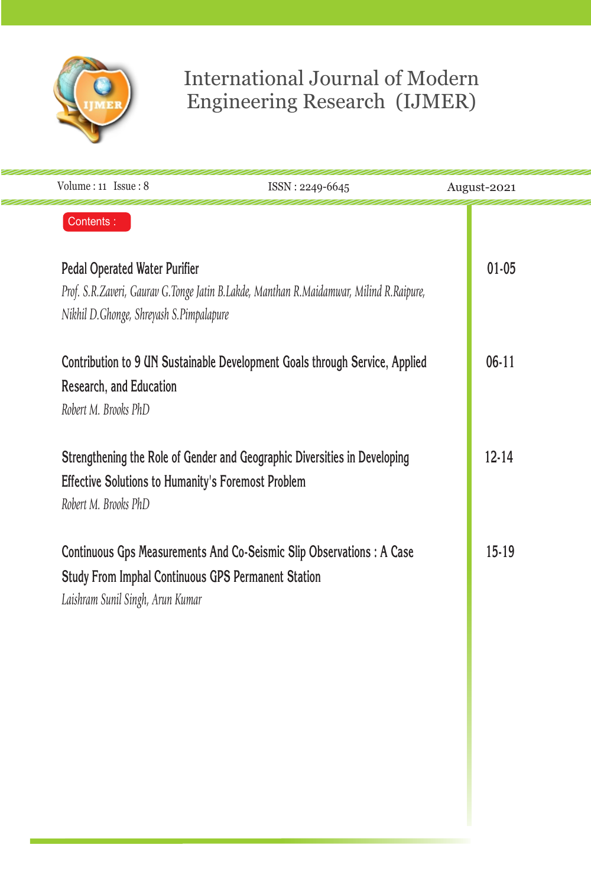# International Journal of Modern Engineering Research (IJMER)

Volume : 11 Issue : 8 ISSN : 2249-6645 August-2021

**Contents :**

| | |
|---|---|
| **Pedal Operated Water Purifier**<br>*Prof. S.R.Zaveri, Gaurav G.Tonge Jatin B.Lakde, Manthan R.Maidamwar, Milind R.Raipure, Nikhil D.Ghonge, Shreyash S.Pimpalapure* | 01-05 |
| **Contribution to 9 UN Sustainable Development Goals through Service, Applied Research, and Education**<br>*Robert M. Brooks PhD* | 06-11 |
| **Strengthening the Role of Gender and Geographic Diversities in Developing Effective Solutions to Humanity's Foremost Problem**<br>*Robert M. Brooks PhD* | 12-14 |
| **Continuous Gps Measurements And Co-Seismic Slip Observations : A Case Study From Imphal Continuous GPS Permanent Station**<br>*Laishram Sunil Singh, Arun Kumar* | 15-19 |